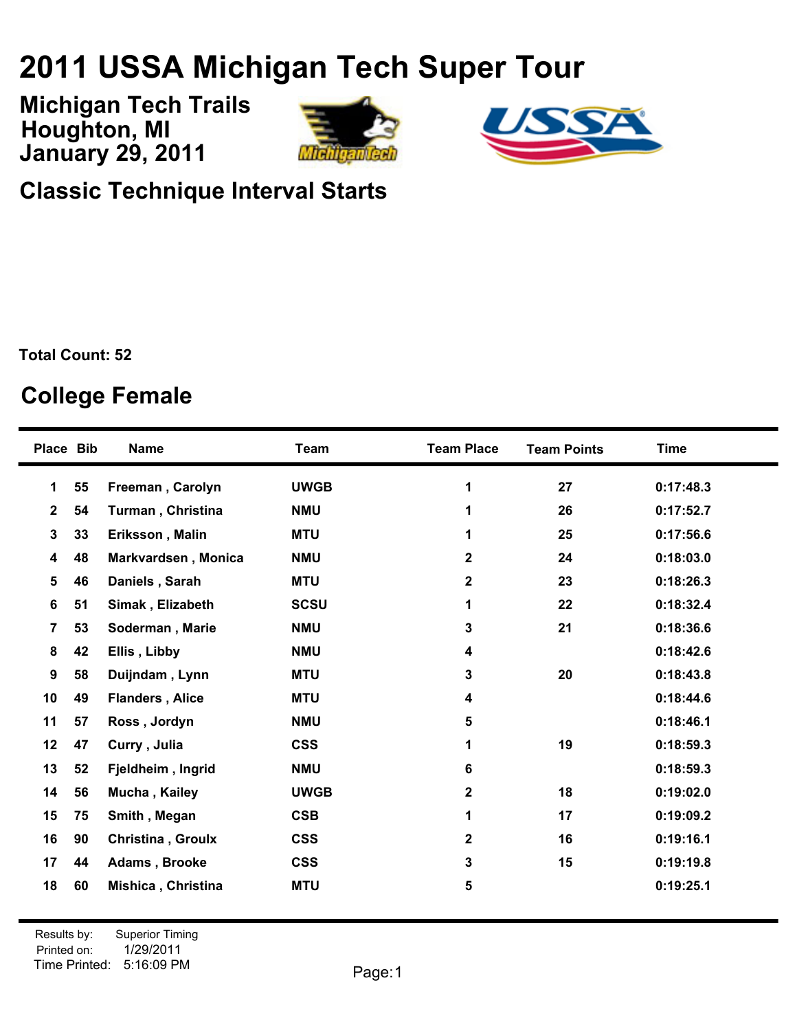# 2011 USSA Michigan Tech Super Tour

**Michigan Tech Trails**
**Houghton, MI**
**January 29, 2011**

## Classic Technique Interval Starts

**Total Count: 52**

## College Female

| Place | Bib | Name | Team | Team Place | Team Points | Time |
|---|---|---|---|---|---|---|
| 1 | 55 | Freeman , Carolyn | UWGB | 1 | 27 | 0:17:48.3 |
| 2 | 54 | Turman , Christina | NMU | 1 | 26 | 0:17:52.7 |
| 3 | 33 | Eriksson , Malin | MTU | 1 | 25 | 0:17:56.6 |
| 4 | 48 | Markvardsen , Monica | NMU | 2 | 24 | 0:18:03.0 |
| 5 | 46 | Daniels , Sarah | MTU | 2 | 23 | 0:18:26.3 |
| 6 | 51 | Simak , Elizabeth | SCSU | 1 | 22 | 0:18:32.4 |
| 7 | 53 | Soderman , Marie | NMU | 3 | 21 | 0:18:36.6 |
| 8 | 42 | Ellis , Libby | NMU | 4 | | 0:18:42.6 |
| 9 | 58 | Duijndam , Lynn | MTU | 3 | 20 | 0:18:43.8 |
| 10 | 49 | Flanders , Alice | MTU | 4 | | 0:18:44.6 |
| 11 | 57 | Ross , Jordyn | NMU | 5 | | 0:18:46.1 |
| 12 | 47 | Curry , Julia | CSS | 1 | 19 | 0:18:59.3 |
| 13 | 52 | Fjeldheim , Ingrid | NMU | 6 | | 0:18:59.3 |
| 14 | 56 | Mucha , Kailey | UWGB | 2 | 18 | 0:19:02.0 |
| 15 | 75 | Smith , Megan | CSB | 1 | 17 | 0:19:09.2 |
| 16 | 90 | Christina , Groulx | CSS | 2 | 16 | 0:19:16.1 |
| 17 | 44 | Adams , Brooke | CSS | 3 | 15 | 0:19:19.8 |
| 18 | 60 | Mishica , Christina | MTU | 5 | | 0:19:25.1 |

Results by: Superior Timing
Printed on: 1/29/2011
Time Printed: 5:16:09 PM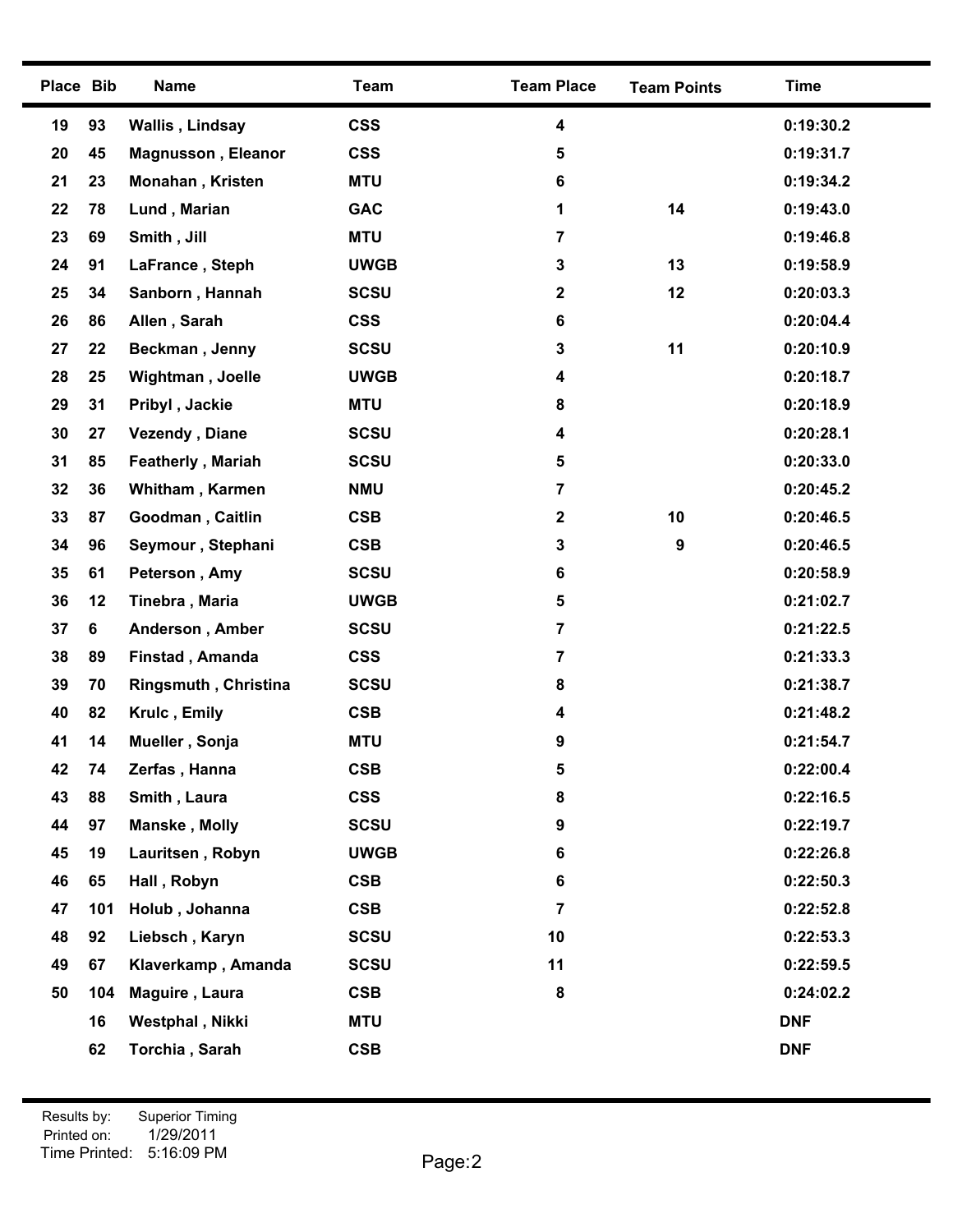| Place | Bib | Name | Team | Team Place | Team Points | Time |
|---|---|---|---|---|---|---|
| 19 | 93 | Wallis , Lindsay | CSS | 4 | | 0:19:30.2 |
| 20 | 45 | Magnusson , Eleanor | CSS | 5 | | 0:19:31.7 |
| 21 | 23 | Monahan , Kristen | MTU | 6 | | 0:19:34.2 |
| 22 | 78 | Lund , Marian | GAC | 1 | 14 | 0:19:43.0 |
| 23 | 69 | Smith , Jill | MTU | 7 | | 0:19:46.8 |
| 24 | 91 | LaFrance , Steph | UWGB | 3 | 13 | 0:19:58.9 |
| 25 | 34 | Sanborn , Hannah | SCSU | 2 | 12 | 0:20:03.3 |
| 26 | 86 | Allen , Sarah | CSS | 6 | | 0:20:04.4 |
| 27 | 22 | Beckman , Jenny | SCSU | 3 | 11 | 0:20:10.9 |
| 28 | 25 | Wightman , Joelle | UWGB | 4 | | 0:20:18.7 |
| 29 | 31 | Pribyl , Jackie | MTU | 8 | | 0:20:18.9 |
| 30 | 27 | Vezendy , Diane | SCSU | 4 | | 0:20:28.1 |
| 31 | 85 | Featherly , Mariah | SCSU | 5 | | 0:20:33.0 |
| 32 | 36 | Whitham , Karmen | NMU | 7 | | 0:20:45.2 |
| 33 | 87 | Goodman , Caitlin | CSB | 2 | 10 | 0:20:46.5 |
| 34 | 96 | Seymour , Stephani | CSB | 3 | 9 | 0:20:46.5 |
| 35 | 61 | Peterson , Amy | SCSU | 6 | | 0:20:58.9 |
| 36 | 12 | Tinebra , Maria | UWGB | 5 | | 0:21:02.7 |
| 37 | 6 | Anderson , Amber | SCSU | 7 | | 0:21:22.5 |
| 38 | 89 | Finstad , Amanda | CSS | 7 | | 0:21:33.3 |
| 39 | 70 | Ringsmuth , Christina | SCSU | 8 | | 0:21:38.7 |
| 40 | 82 | Krulc , Emily | CSB | 4 | | 0:21:48.2 |
| 41 | 14 | Mueller , Sonja | MTU | 9 | | 0:21:54.7 |
| 42 | 74 | Zerfas , Hanna | CSB | 5 | | 0:22:00.4 |
| 43 | 88 | Smith , Laura | CSS | 8 | | 0:22:16.5 |
| 44 | 97 | Manske , Molly | SCSU | 9 | | 0:22:19.7 |
| 45 | 19 | Lauritsen , Robyn | UWGB | 6 | | 0:22:26.8 |
| 46 | 65 | Hall , Robyn | CSB | 6 | | 0:22:50.3 |
| 47 | 101 | Holub , Johanna | CSB | 7 | | 0:22:52.8 |
| 48 | 92 | Liebsch , Karyn | SCSU | 10 | | 0:22:53.3 |
| 49 | 67 | Klaverkamp , Amanda | SCSU | 11 | | 0:22:59.5 |
| 50 | 104 | Maguire , Laura | CSB | 8 | | 0:24:02.2 |
| | 16 | Westphal , Nikki | MTU | | | DNF |
| | 62 | Torchia , Sarah | CSB | | | DNF |

Results by: Superior Timing
Printed on: 1/29/2011
Time Printed: 5:16:09 PM